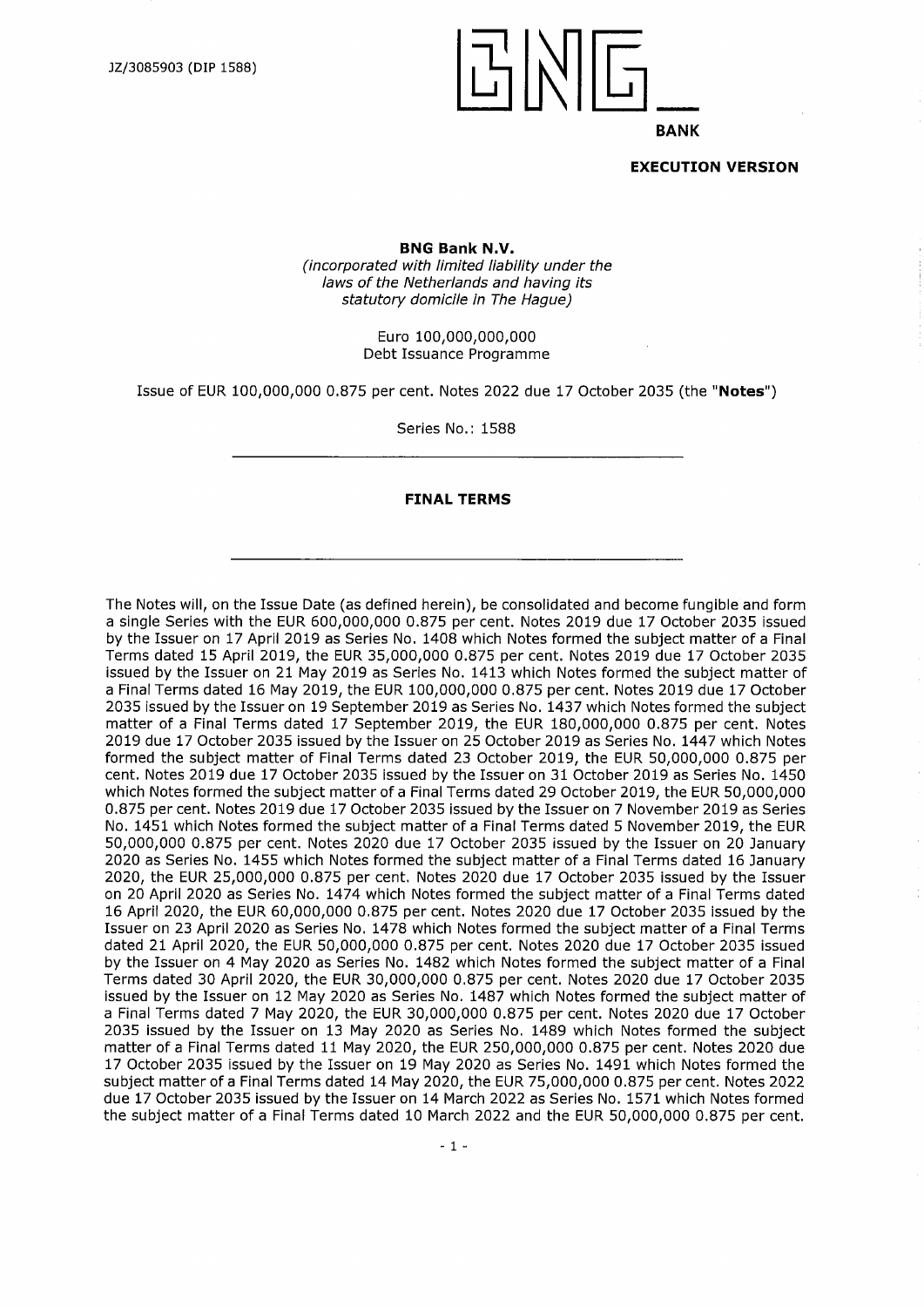JZ/3085903 (DIP 1588)

BNG BANK

**EXECUTION VERSION**

**BNG Bank N.V.**
*(incorporated with limited liability under the laws of the Netherlands and having its statutory domicile in The Hague)*

Euro 100,000,000,000
Debt Issuance Programme

Issue of EUR 100,000,000 0.875 per cent. Notes 2022 due 17 October 2035 (the "**Notes**")

Series No.: 1588

---

**FINAL TERMS**

---

The Notes will, on the Issue Date (as defined herein), be consolidated and become fungible and form a single Series with the EUR 600,000,000 0.875 per cent. Notes 2019 due 17 October 2035 issued by the Issuer on 17 April 2019 as Series No. 1408 which Notes formed the subject matter of a Final Terms dated 15 April 2019, the EUR 35,000,000 0.875 per cent. Notes 2019 due 17 October 2035 issued by the Issuer on 21 May 2019 as Series No. 1413 which Notes formed the subject matter of a Final Terms dated 16 May 2019, the EUR 100,000,000 0.875 per cent. Notes 2019 due 17 October 2035 issued by the Issuer on 19 September 2019 as Series No. 1437 which Notes formed the subject matter of a Final Terms dated 17 September 2019, the EUR 180,000,000 0.875 per cent. Notes 2019 due 17 October 2035 issued by the Issuer on 25 October 2019 as Series No. 1447 which Notes formed the subject matter of Final Terms dated 23 October 2019, the EUR 50,000,000 0.875 per cent. Notes 2019 due 17 October 2035 issued by the Issuer on 31 October 2019 as Series No. 1450 which Notes formed the subject matter of a Final Terms dated 29 October 2019, the EUR 50,000,000 0.875 per cent. Notes 2019 due 17 October 2035 issued by the Issuer on 7 November 2019 as Series No. 1451 which Notes formed the subject matter of a Final Terms dated 5 November 2019, the EUR 50,000,000 0.875 per cent. Notes 2020 due 17 October 2035 issued by the Issuer on 20 January 2020 as Series No. 1455 which Notes formed the subject matter of a Final Terms dated 16 January 2020, the EUR 25,000,000 0.875 per cent. Notes 2020 due 17 October 2035 issued by the Issuer on 20 April 2020 as Series No. 1474 which Notes formed the subject matter of a Final Terms dated 16 April 2020, the EUR 60,000,000 0.875 per cent. Notes 2020 due 17 October 2035 issued by the Issuer on 23 April 2020 as Series No. 1478 which Notes formed the subject matter of a Final Terms dated 21 April 2020, the EUR 50,000,000 0.875 per cent. Notes 2020 due 17 October 2035 issued by the Issuer on 4 May 2020 as Series No. 1482 which Notes formed the subject matter of a Final Terms dated 30 April 2020, the EUR 30,000,000 0.875 per cent. Notes 2020 due 17 October 2035 issued by the Issuer on 12 May 2020 as Series No. 1487 which Notes formed the subject matter of a Final Terms dated 7 May 2020, the EUR 30,000,000 0.875 per cent. Notes 2020 due 17 October 2035 issued by the Issuer on 13 May 2020 as Series No. 1489 which Notes formed the subject matter of a Final Terms dated 11 May 2020, the EUR 250,000,000 0.875 per cent. Notes 2020 due 17 October 2035 issued by the Issuer on 19 May 2020 as Series No. 1491 which Notes formed the subject matter of a Final Terms dated 14 May 2020, the EUR 75,000,000 0.875 per cent. Notes 2022 due 17 October 2035 issued by the Issuer on 14 March 2022 as Series No. 1571 which Notes formed the subject matter of a Final Terms dated 10 March 2022 and the EUR 50,000,000 0.875 per cent.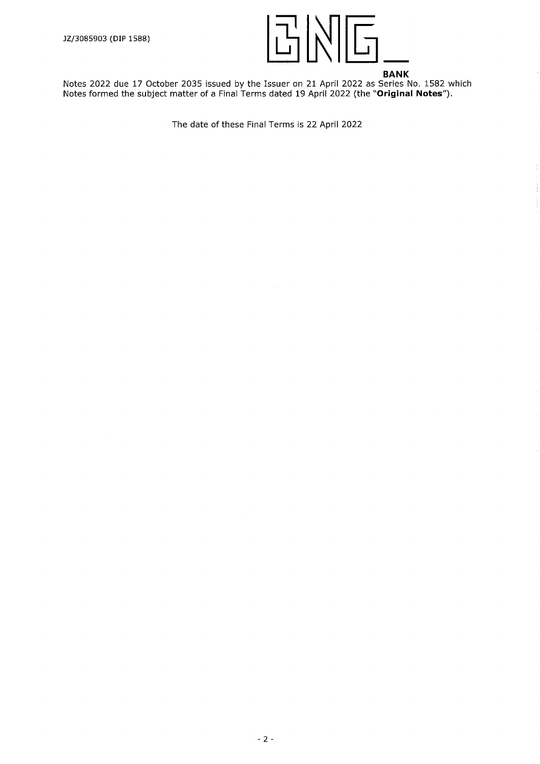Notes 2022 due 17 October 2035 issued by the Issuer on 21 April 2022 as Series No. 1582 which Notes formed the subject matter of a Final Terms dated 19 April 2022 (the "**Original Notes**").

The date of these Final Terms is 22 April 2022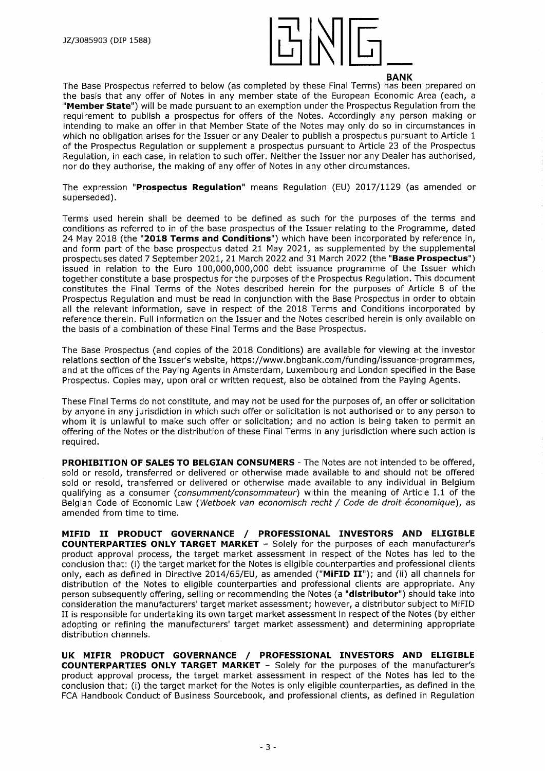The Base Prospectus referred to below (as completed by these Final Terms) has been prepared on the basis that any offer of Notes in any member state of the European Economic Area (each, a "**Member State**") will be made pursuant to an exemption under the Prospectus Regulation from the requirement to publish a prospectus for offers of the Notes. Accordingly any person making or intending to make an offer in that Member State of the Notes may only do so in circumstances in which no obligation arises for the Issuer or any Dealer to publish a prospectus pursuant to Article 1 of the Prospectus Regulation or supplement a prospectus pursuant to Article 23 of the Prospectus Regulation, in each case, in relation to such offer. Neither the Issuer nor any Dealer has authorised, nor do they authorise, the making of any offer of Notes in any other circumstances.

The expression "**Prospectus Regulation**" means Regulation (EU) 2017/1129 (as amended or superseded).

Terms used herein shall be deemed to be defined as such for the purposes of the terms and conditions as referred to in of the base prospectus of the Issuer relating to the Programme, dated 24 May 2018 (the "**2018 Terms and Conditions**") which have been incorporated by reference in, and form part of the base prospectus dated 21 May 2021, as supplemented by the supplemental prospectuses dated 7 September 2021, 21 March 2022 and 31 March 2022 (the "**Base Prospectus**") issued in relation to the Euro 100,000,000,000 debt issuance programme of the Issuer which together constitute a base prospectus for the purposes of the Prospectus Regulation. This document constitutes the Final Terms of the Notes described herein for the purposes of Article 8 of the Prospectus Regulation and must be read in conjunction with the Base Prospectus in order to obtain all the relevant information, save in respect of the 2018 Terms and Conditions incorporated by reference therein. Full information on the Issuer and the Notes described herein is only available on the basis of a combination of these Final Terms and the Base Prospectus.

The Base Prospectus (and copies of the 2018 Conditions) are available for viewing at the investor relations section of the Issuer's website, https://www.bngbank.com/funding/issuance-programmes, and at the offices of the Paying Agents in Amsterdam, Luxembourg and London specified in the Base Prospectus. Copies may, upon oral or written request, also be obtained from the Paying Agents.

These Final Terms do not constitute, and may not be used for the purposes of, an offer or solicitation by anyone in any jurisdiction in which such offer or solicitation is not authorised or to any person to whom it is unlawful to make such offer or solicitation; and no action is being taken to permit an offering of the Notes or the distribution of these Final Terms in any jurisdiction where such action is required.

**PROHIBITION OF SALES TO BELGIAN CONSUMERS** - The Notes are not intended to be offered, sold or resold, transferred or delivered or otherwise made available to and should not be offered sold or resold, transferred or delivered or otherwise made available to any individual in Belgium qualifying as a consumer (*consumment/consommateur*) within the meaning of Article I.1 of the Belgian Code of Economic Law (*Wetboek van economisch recht / Code de droit économique*), as amended from time to time.

**MIFID II PRODUCT GOVERNANCE / PROFESSIONAL INVESTORS AND ELIGIBLE COUNTERPARTIES ONLY TARGET MARKET** – Solely for the purposes of each manufacturer's product approval process, the target market assessment in respect of the Notes has led to the conclusion that: (i) the target market for the Notes is eligible counterparties and professional clients only, each as defined in Directive 2014/65/EU, as amended ("**MiFID II**"); and (ii) all channels for distribution of the Notes to eligible counterparties and professional clients are appropriate. Any person subsequently offering, selling or recommending the Notes (a "**distributor**") should take into consideration the manufacturers' target market assessment; however, a distributor subject to MiFID II is responsible for undertaking its own target market assessment in respect of the Notes (by either adopting or refining the manufacturers' target market assessment) and determining appropriate distribution channels.

**UK MIFIR PRODUCT GOVERNANCE / PROFESSIONAL INVESTORS AND ELIGIBLE COUNTERPARTIES ONLY TARGET MARKET** – Solely for the purposes of the manufacturer's product approval process, the target market assessment in respect of the Notes has led to the conclusion that: (i) the target market for the Notes is only eligible counterparties, as defined in the FCA Handbook Conduct of Business Sourcebook, and professional clients, as defined in Regulation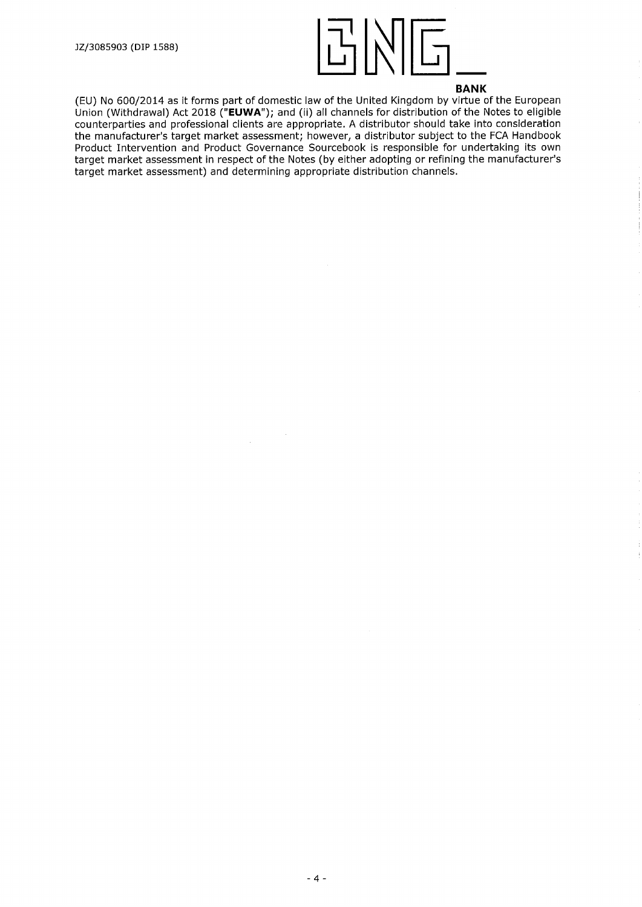(EU) No 600/2014 as it forms part of domestic law of the United Kingdom by virtue of the European Union (Withdrawal) Act 2018 ("**EUWA**"); and (ii) all channels for distribution of the Notes to eligible counterparties and professional clients are appropriate. A distributor should take into consideration the manufacturer's target market assessment; however, a distributor subject to the FCA Handbook Product Intervention and Product Governance Sourcebook is responsible for undertaking its own target market assessment in respect of the Notes (by either adopting or refining the manufacturer's target market assessment) and determining appropriate distribution channels.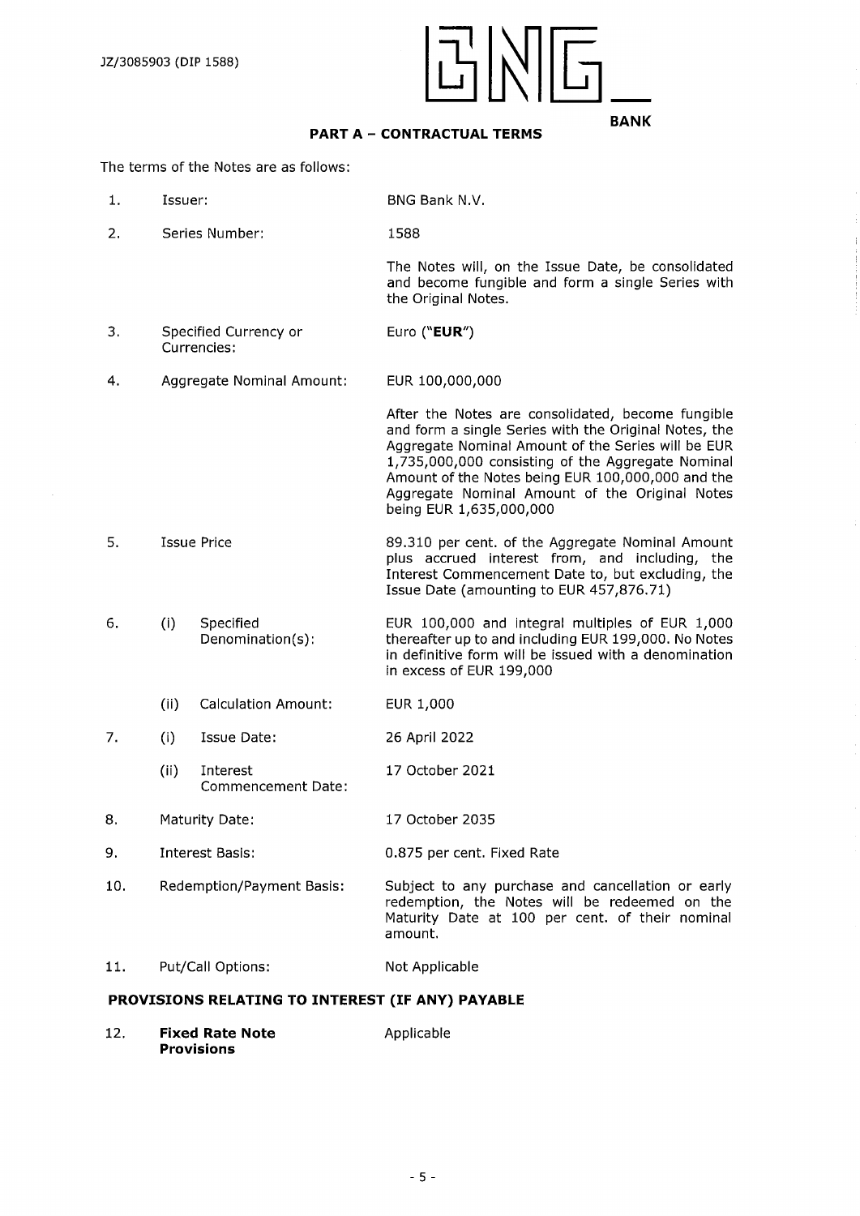## PART A – CONTRACTUAL TERMS

The terms of the Notes are as follows:

| | | |
|---|---|---|
| 1. | Issuer: | BNG Bank N.V. |
| 2. | Series Number: | 1588<br><br>The Notes will, on the Issue Date, be consolidated and become fungible and form a single Series with the Original Notes. |
| 3. | Specified Currency or Currencies: | Euro ("**EUR**") |
| 4. | Aggregate Nominal Amount: | EUR 100,000,000<br><br>After the Notes are consolidated, become fungible and form a single Series with the Original Notes, the Aggregate Nominal Amount of the Series will be EUR 1,735,000,000 consisting of the Aggregate Nominal Amount of the Notes being EUR 100,000,000 and the Aggregate Nominal Amount of the Original Notes being EUR 1,635,000,000 |
| 5. | Issue Price | 89.310 per cent. of the Aggregate Nominal Amount plus accrued interest from, and including, the Interest Commencement Date to, but excluding, the Issue Date (amounting to EUR 457,876.71) |
| 6. | (i) Specified Denomination(s): | EUR 100,000 and integral multiples of EUR 1,000 thereafter up to and including EUR 199,000. No Notes in definitive form will be issued with a denomination in excess of EUR 199,000 |
| | (ii) Calculation Amount: | EUR 1,000 |
| 7. | (i) Issue Date: | 26 April 2022 |
| | (ii) Interest Commencement Date: | 17 October 2021 |
| 8. | Maturity Date: | 17 October 2035 |
| 9. | Interest Basis: | 0.875 per cent. Fixed Rate |
| 10. | Redemption/Payment Basis: | Subject to any purchase and cancellation or early redemption, the Notes will be redeemed on the Maturity Date at 100 per cent. of their nominal amount. |
| 11. | Put/Call Options: | Not Applicable |

**PROVISIONS RELATING TO INTEREST (IF ANY) PAYABLE**

| | | |
|---|---|---|
| 12. | **Fixed Rate Note Provisions** | Applicable |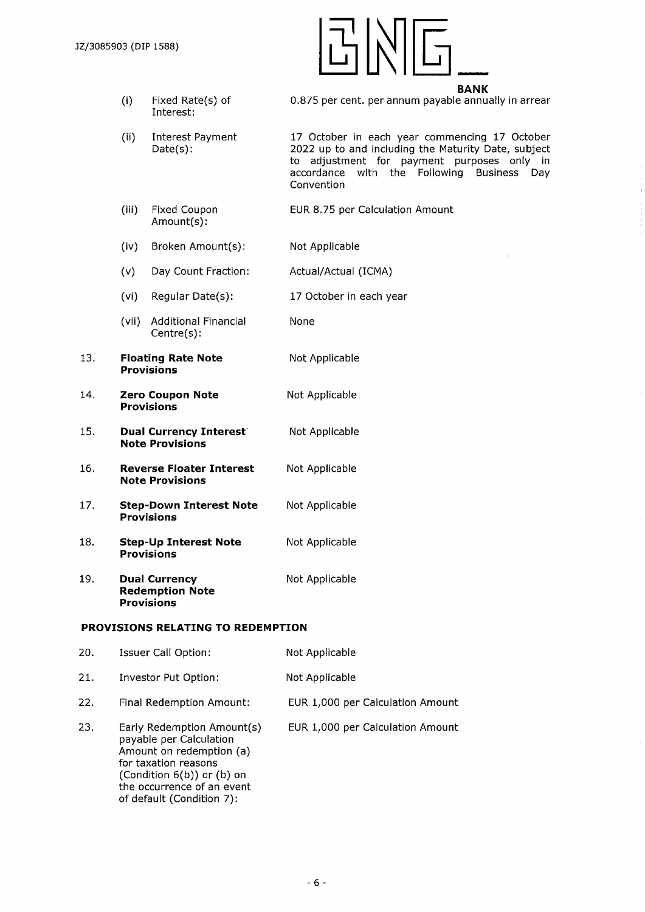| | | |
|---|---|---|
| (i) | Fixed Rate(s) of Interest: | 0.875 per cent. per annum payable annually in arrear |
| (ii) | Interest Payment Date(s): | 17 October in each year commencing 17 October 2022 up to and including the Maturity Date, subject to adjustment for payment purposes only in accordance with the Following Business Day Convention |
| (iii) | Fixed Coupon Amount(s): | EUR 8.75 per Calculation Amount |
| (iv) | Broken Amount(s): | Not Applicable |
| (v) | Day Count Fraction: | Actual/Actual (ICMA) |
| (vi) | Regular Date(s): | 17 October in each year |
| (vii) | Additional Financial Centre(s): | None |

| | | |
|---|---|---|
| 13. | **Floating Rate Note Provisions** | Not Applicable |
| 14. | **Zero Coupon Note Provisions** | Not Applicable |
| 15. | **Dual Currency Interest Note Provisions** | Not Applicable |
| 16. | **Reverse Floater Interest Note Provisions** | Not Applicable |
| 17. | **Step-Down Interest Note Provisions** | Not Applicable |
| 18. | **Step-Up Interest Note Provisions** | Not Applicable |
| 19. | **Dual Currency Redemption Note Provisions** | Not Applicable |

**PROVISIONS RELATING TO REDEMPTION**

| | | |
|---|---|---|
| 20. | Issuer Call Option: | Not Applicable |
| 21. | Investor Put Option: | Not Applicable |
| 22. | Final Redemption Amount: | EUR 1,000 per Calculation Amount |
| 23. | Early Redemption Amount(s) payable per Calculation Amount on redemption (a) for taxation reasons (Condition 6(b)) or (b) on the occurrence of an event of default (Condition 7): | EUR 1,000 per Calculation Amount |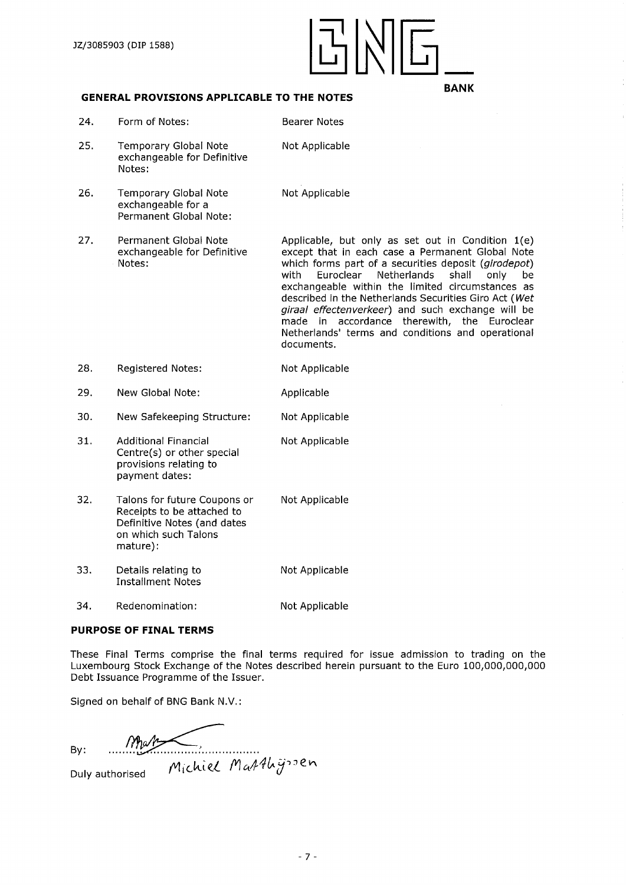JZ/3085903 (DIP 1588)

## GENERAL PROVISIONS APPLICABLE TO THE NOTES

| | | |
|---|---|---|
| 24. | Form of Notes: | Bearer Notes |
| 25. | Temporary Global Note exchangeable for Definitive Notes: | Not Applicable |
| 26. | Temporary Global Note exchangeable for a Permanent Global Note: | Not Applicable |
| 27. | Permanent Global Note exchangeable for Definitive Notes: | Applicable, but only as set out in Condition 1(e) except that in each case a Permanent Global Note which forms part of a securities deposit (*girodepot*) with Euroclear Netherlands shall only be exchangeable within the limited circumstances as described in the Netherlands Securities Giro Act (*Wet giraal effectenverkeer*) and such exchange will be made in accordance therewith, the Euroclear Netherlands' terms and conditions and operational documents. |
| 28. | Registered Notes: | Not Applicable |
| 29. | New Global Note: | Applicable |
| 30. | New Safekeeping Structure: | Not Applicable |
| 31. | Additional Financial Centre(s) or other special provisions relating to payment dates: | Not Applicable |
| 32. | Talons for future Coupons or Receipts to be attached to Definitive Notes (and dates on which such Talons mature): | Not Applicable |
| 33. | Details relating to Installment Notes | Not Applicable |
| 34. | Redenomination: | Not Applicable |

## PURPOSE OF FINAL TERMS

These Final Terms comprise the final terms required for issue admission to trading on the Luxembourg Stock Exchange of the Notes described herein pursuant to the Euro 100,000,000,000 Debt Issuance Programme of the Issuer.

Signed on behalf of BNG Bank N.V.:

By: ..........................................

Duly authorised Michiel Matthijssen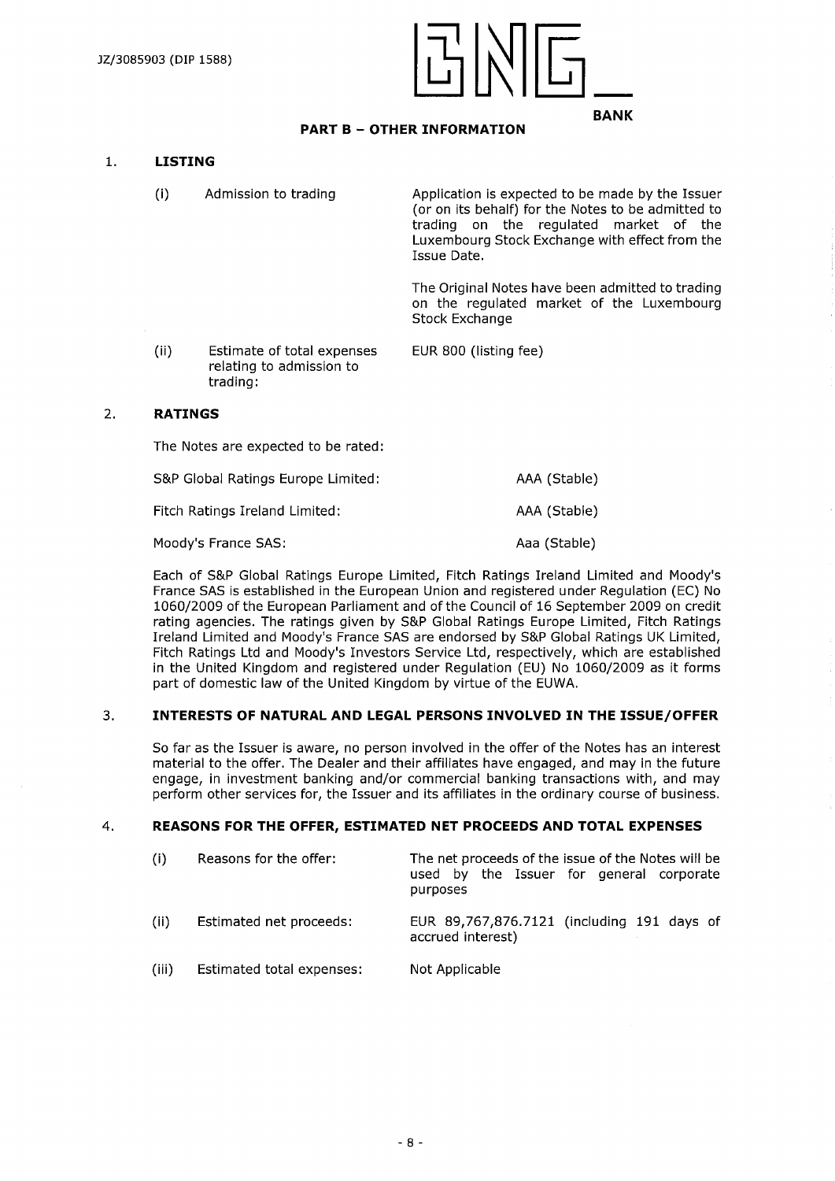## PART B – OTHER INFORMATION

### 1. LISTING

| | | |
|---|---|---|
| (i) | Admission to trading | Application is expected to be made by the Issuer (or on its behalf) for the Notes to be admitted to trading on the regulated market of the Luxembourg Stock Exchange with effect from the Issue Date.<br><br>The Original Notes have been admitted to trading on the regulated market of the Luxembourg Stock Exchange |
| (ii) | Estimate of total expenses relating to admission to trading: | EUR 800 (listing fee) |

### 2. RATINGS

The Notes are expected to be rated:

| | |
|---|---|
| S&P Global Ratings Europe Limited: | AAA (Stable) |
| Fitch Ratings Ireland Limited: | AAA (Stable) |
| Moody's France SAS: | Aaa (Stable) |

Each of S&P Global Ratings Europe Limited, Fitch Ratings Ireland Limited and Moody's France SAS is established in the European Union and registered under Regulation (EC) No 1060/2009 of the European Parliament and of the Council of 16 September 2009 on credit rating agencies. The ratings given by S&P Global Ratings Europe Limited, Fitch Ratings Ireland Limited and Moody's France SAS are endorsed by S&P Global Ratings UK Limited, Fitch Ratings Ltd and Moody's Investors Service Ltd, respectively, which are established in the United Kingdom and registered under Regulation (EU) No 1060/2009 as it forms part of domestic law of the United Kingdom by virtue of the EUWA.

### 3. INTERESTS OF NATURAL AND LEGAL PERSONS INVOLVED IN THE ISSUE/OFFER

So far as the Issuer is aware, no person involved in the offer of the Notes has an interest material to the offer. The Dealer and their affiliates have engaged, and may in the future engage, in investment banking and/or commercial banking transactions with, and may perform other services for, the Issuer and its affiliates in the ordinary course of business.

### 4. REASONS FOR THE OFFER, ESTIMATED NET PROCEEDS AND TOTAL EXPENSES

| | | |
|---|---|---|
| (i) | Reasons for the offer: | The net proceeds of the issue of the Notes will be used by the Issuer for general corporate purposes |
| (ii) | Estimated net proceeds: | EUR 89,767,876.7121 (including 191 days of accrued interest) |
| (iii) | Estimated total expenses: | Not Applicable |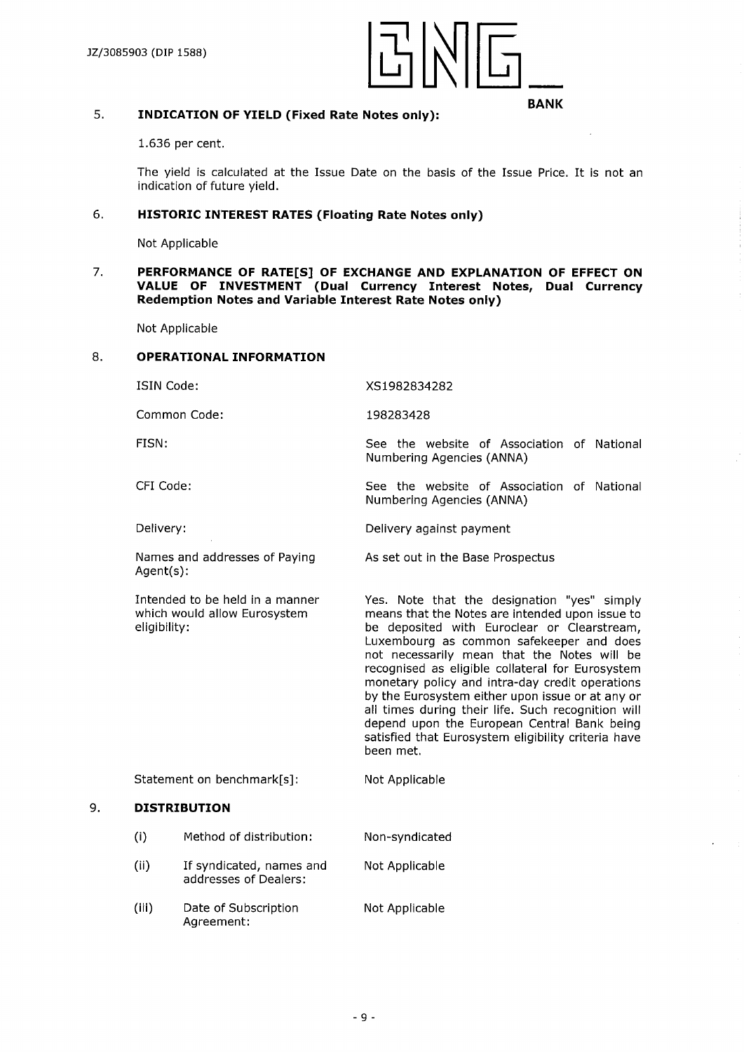## 5. INDICATION OF YIELD (Fixed Rate Notes only):

1.636 per cent.

The yield is calculated at the Issue Date on the basis of the Issue Price. It is not an indication of future yield.

## 6. HISTORIC INTEREST RATES (Floating Rate Notes only)

Not Applicable

## 7. PERFORMANCE OF RATE[S] OF EXCHANGE AND EXPLANATION OF EFFECT ON VALUE OF INVESTMENT (Dual Currency Interest Notes, Dual Currency Redemption Notes and Variable Interest Rate Notes only)

Not Applicable

## 8. OPERATIONAL INFORMATION

| | |
|---|---|
| ISIN Code: | XS1982834282 |
| Common Code: | 198283428 |
| FISN: | See the website of Association of National Numbering Agencies (ANNA) |
| CFI Code: | See the website of Association of National Numbering Agencies (ANNA) |
| Delivery: | Delivery against payment |
| Names and addresses of Paying Agent(s): | As set out in the Base Prospectus |
| Intended to be held in a manner which would allow Eurosystem eligibility: | Yes. Note that the designation "yes" simply means that the Notes are intended upon issue to be deposited with Euroclear or Clearstream, Luxembourg as common safekeeper and does not necessarily mean that the Notes will be recognised as eligible collateral for Eurosystem monetary policy and intra-day credit operations by the Eurosystem either upon issue or at any or all times during their life. Such recognition will depend upon the European Central Bank being satisfied that Eurosystem eligibility criteria have been met. |
| Statement on benchmark[s]: | Not Applicable |

## 9. DISTRIBUTION

| | | |
|---|---|---|
| (i) | Method of distribution: | Non-syndicated |
| (ii) | If syndicated, names and addresses of Dealers: | Not Applicable |
| (iii) | Date of Subscription Agreement: | Not Applicable |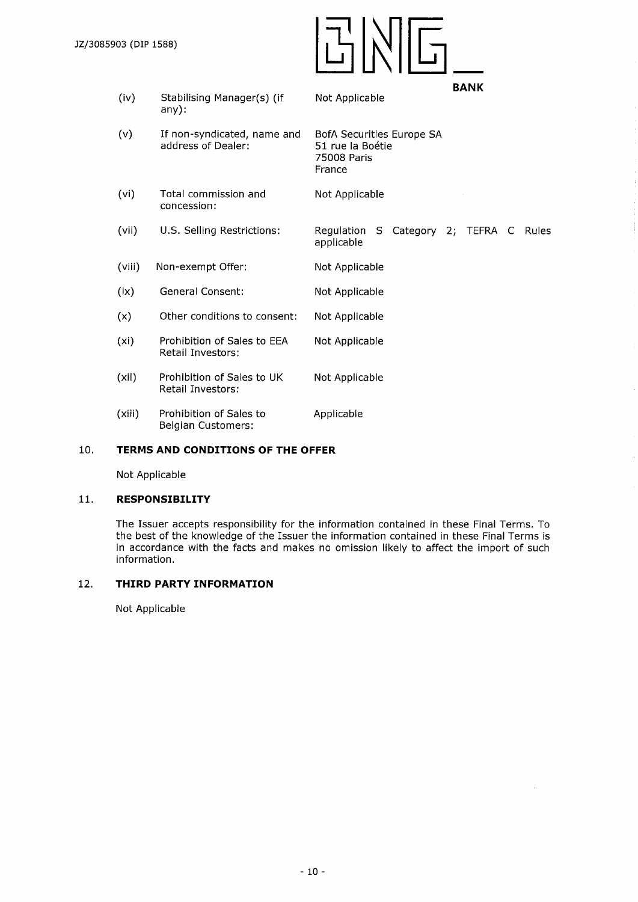| | | |
|---|---|---|
| (iv) | Stabilising Manager(s) (if any): | Not Applicable |
| (v) | If non-syndicated, name and address of Dealer: | BofA Securities Europe SA<br>51 rue la Boétie<br>75008 Paris<br>France |
| (vi) | Total commission and concession: | Not Applicable |
| (vii) | U.S. Selling Restrictions: | Regulation S Category 2; TEFRA C Rules applicable |
| (viii) | Non-exempt Offer: | Not Applicable |
| (ix) | General Consent: | Not Applicable |
| (x) | Other conditions to consent: | Not Applicable |
| (xi) | Prohibition of Sales to EEA Retail Investors: | Not Applicable |
| (xii) | Prohibition of Sales to UK Retail Investors: | Not Applicable |
| (xiii) | Prohibition of Sales to Belgian Customers: | Applicable |

## 10. TERMS AND CONDITIONS OF THE OFFER

Not Applicable

## 11. RESPONSIBILITY

The Issuer accepts responsibility for the information contained in these Final Terms. To the best of the knowledge of the Issuer the information contained in these Final Terms is in accordance with the facts and makes no omission likely to affect the import of such information.

## 12. THIRD PARTY INFORMATION

Not Applicable